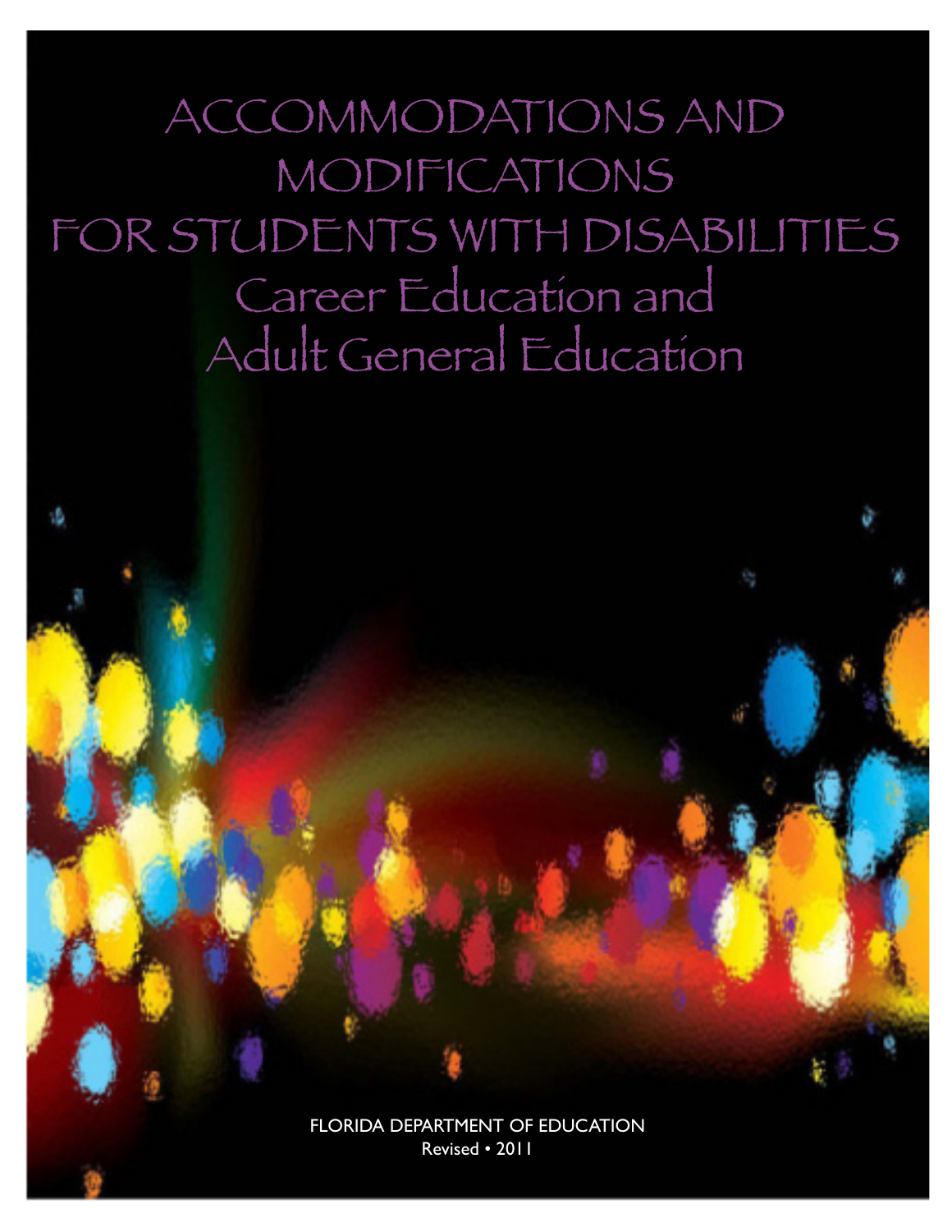# ACCOMMODATIONS AND MODIFICATIONS FOR STUDENTS WITH DISABILITIES

## Career Education and Adult General Education

FLORIDA DEPARTMENT OF EDUCATION

Revised • 2011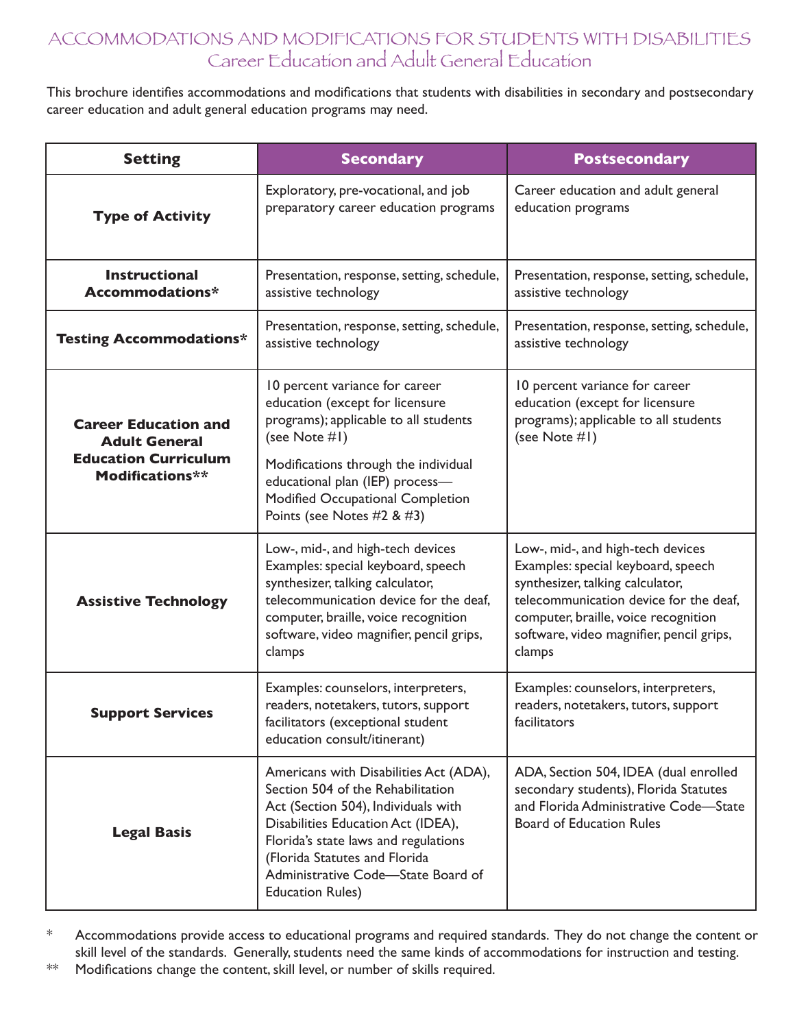# ACCOMMODATIONS AND MODIFICATIONS FOR STUDENTS WITH DISABILITIES
## Career Education and Adult General Education

This brochure identifies accommodations and modifications that students with disabilities in secondary and postsecondary career education and adult general education programs may need.

| Setting | Secondary | Postsecondary |
|---|---|---|
| **Type of Activity** | Exploratory, pre-vocational, and job preparatory career education programs | Career education and adult general education programs |
| **Instructional Accommodations*** | Presentation, response, setting, schedule, assistive technology | Presentation, response, setting, schedule, assistive technology |
| **Testing Accommodations*** | Presentation, response, setting, schedule, assistive technology | Presentation, response, setting, schedule, assistive technology |
| **Career Education and Adult General Education Curriculum Modifications**** | 10 percent variance for career education (except for licensure programs); applicable to all students (see Note #1)<br><br>Modifications through the individual educational plan (IEP) process—Modified Occupational Completion Points (see Notes #2 & #3) | 10 percent variance for career education (except for licensure programs); applicable to all students (see Note #1) |
| **Assistive Technology** | Low-, mid-, and high-tech devices Examples: special keyboard, speech synthesizer, talking calculator, telecommunication device for the deaf, computer, braille, voice recognition software, video magnifier, pencil grips, clamps | Low-, mid-, and high-tech devices Examples: special keyboard, speech synthesizer, talking calculator, telecommunication device for the deaf, computer, braille, voice recognition software, video magnifier, pencil grips, clamps |
| **Support Services** | Examples: counselors, interpreters, readers, notetakers, tutors, support facilitators (exceptional student education consult/itinerant) | Examples: counselors, interpreters, readers, notetakers, tutors, support facilitators |
| **Legal Basis** | Americans with Disabilities Act (ADA), Section 504 of the Rehabilitation Act (Section 504), Individuals with Disabilities Education Act (IDEA), Florida's state laws and regulations (Florida Statutes and Florida Administrative Code—State Board of Education Rules) | ADA, Section 504, IDEA (dual enrolled secondary students), Florida Statutes and Florida Administrative Code—State Board of Education Rules |

\* Accommodations provide access to educational programs and required standards. They do not change the content or skill level of the standards. Generally, students need the same kinds of accommodations for instruction and testing.

\*\* Modifications change the content, skill level, or number of skills required.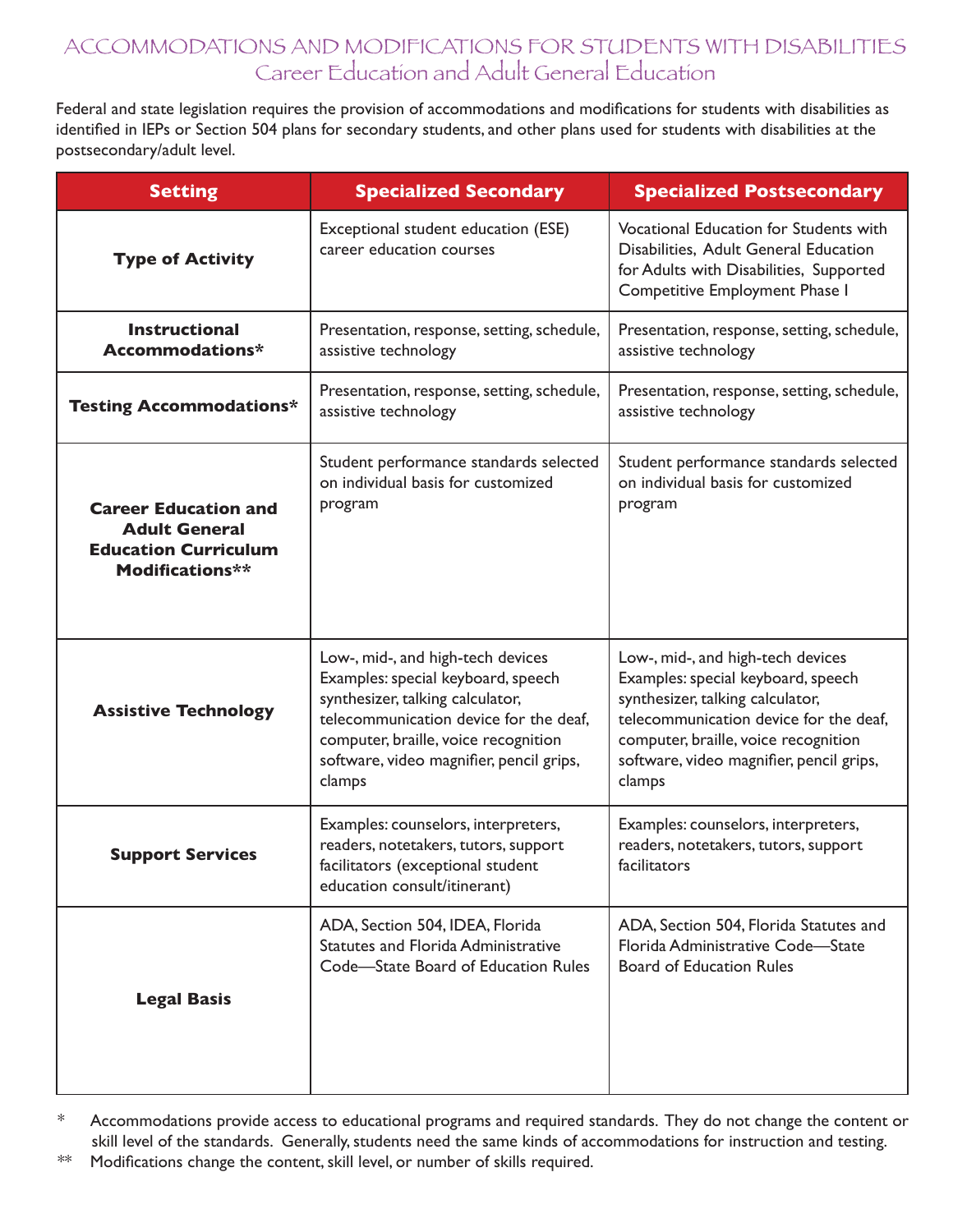# ACCOMMODATIONS AND MODIFICATIONS FOR STUDENTS WITH DISABILITIES
## Career Education and Adult General Education

Federal and state legislation requires the provision of accommodations and modifications for students with disabilities as identified in IEPs or Section 504 plans for secondary students, and other plans used for students with disabilities at the postsecondary/adult level.

| Setting | Specialized Secondary | Specialized Postsecondary |
|---|---|---|
| **Type of Activity** | Exceptional student education (ESE) career education courses | Vocational Education for Students with Disabilities, Adult General Education for Adults with Disabilities, Supported Competitive Employment Phase I |
| **Instructional Accommodations*** | Presentation, response, setting, schedule, assistive technology | Presentation, response, setting, schedule, assistive technology |
| **Testing Accommodations*** | Presentation, response, setting, schedule, assistive technology | Presentation, response, setting, schedule, assistive technology |
| **Career Education and Adult General Education Curriculum Modifications**** | Student performance standards selected on individual basis for customized program | Student performance standards selected on individual basis for customized program |
| **Assistive Technology** | Low-, mid-, and high-tech devices Examples: special keyboard, speech synthesizer, talking calculator, telecommunication device for the deaf, computer, braille, voice recognition software, video magnifier, pencil grips, clamps | Low-, mid-, and high-tech devices Examples: special keyboard, speech synthesizer, talking calculator, telecommunication device for the deaf, computer, braille, voice recognition software, video magnifier, pencil grips, clamps |
| **Support Services** | Examples: counselors, interpreters, readers, notetakers, tutors, support facilitators (exceptional student education consult/itinerant) | Examples: counselors, interpreters, readers, notetakers, tutors, support facilitators |
| **Legal Basis** | ADA, Section 504, IDEA, Florida Statutes and Florida Administrative Code—State Board of Education Rules | ADA, Section 504, Florida Statutes and Florida Administrative Code—State Board of Education Rules |

\* Accommodations provide access to educational programs and required standards. They do not change the content or skill level of the standards. Generally, students need the same kinds of accommodations for instruction and testing.

\*\* Modifications change the content, skill level, or number of skills required.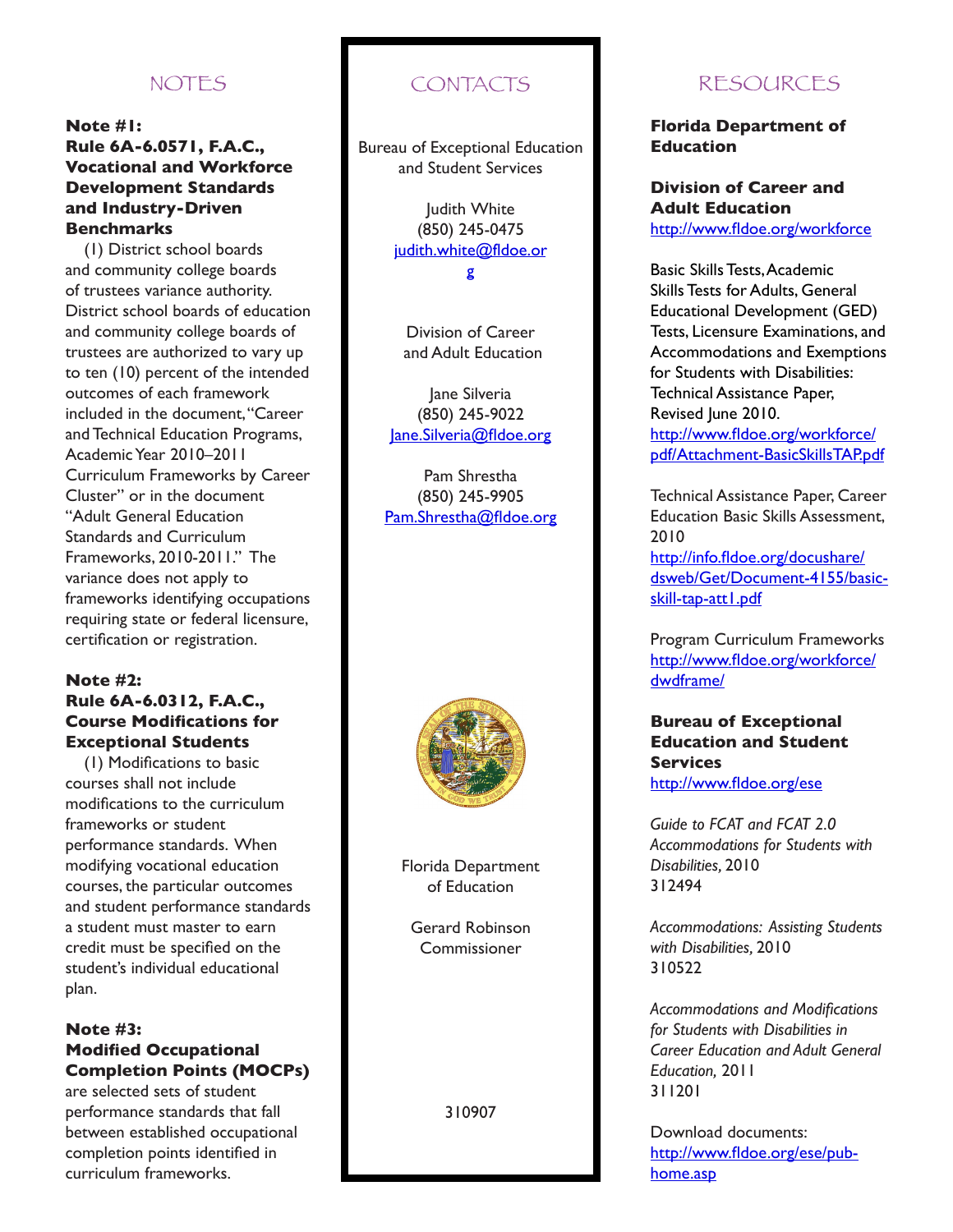## NOTES

**Note #1:**
**Rule 6A-6.0571, F.A.C., Vocational and Workforce Development Standards and Industry-Driven Benchmarks**

(1) District school boards and community college boards of trustees variance authority. District school boards of education and community college boards of trustees are authorized to vary up to ten (10) percent of the intended outcomes of each framework included in the document, "Career and Technical Education Programs, Academic Year 2010–2011 Curriculum Frameworks by Career Cluster" or in the document "Adult General Education Standards and Curriculum Frameworks, 2010-2011." The variance does not apply to frameworks identifying occupations requiring state or federal licensure, certification or registration.

**Note #2:**
**Rule 6A-6.0312, F.A.C., Course Modifications for Exceptional Students**

(1) Modifications to basic courses shall not include modifications to the curriculum frameworks or student performance standards. When modifying vocational education courses, the particular outcomes and student performance standards a student must master to earn credit must be specified on the student's individual educational plan.

**Note #3:**
**Modified Occupational Completion Points (MOCPs)** are selected sets of student performance standards that fall between established occupational completion points identified in curriculum frameworks.

## CONTACTS

Bureau of Exceptional Education and Student Services

Judith White
(850) 245-0475
judith.white@fldoe.org

Division of Career and Adult Education

Jane Silveria
(850) 245-9022
Jane.Silveria@fldoe.org

Pam Shrestha
(850) 245-9905
Pam.Shrestha@fldoe.org

Florida Department of Education

Gerard Robinson
Commissioner

310907

## RESOURCES

**Florida Department of Education**

**Division of Career and Adult Education**
http://www.fldoe.org/workforce

Basic Skills Tests, Academic Skills Tests for Adults, General Educational Development (GED) Tests, Licensure Examinations, and Accommodations and Exemptions for Students with Disabilities: Technical Assistance Paper, Revised June 2010.
http://www.fldoe.org/workforce/pdf/Attachment-BasicSkillsTAP.pdf

Technical Assistance Paper, Career Education Basic Skills Assessment, 2010
http://info.fldoe.org/docushare/dsweb/Get/Document-4155/basic-skill-tap-att1.pdf

Program Curriculum Frameworks
http://www.fldoe.org/workforce/dwdframe/

**Bureau of Exceptional Education and Student Services**
http://www.fldoe.org/ese

*Guide to FCAT and FCAT 2.0 Accommodations for Students with Disabilities,* 2010
312494

*Accommodations: Assisting Students with Disabilities,* 2010
310522

*Accommodations and Modifications for Students with Disabilities in Career Education and Adult General Education,* 2011
311201

Download documents:
http://www.fldoe.org/ese/pub-home.asp